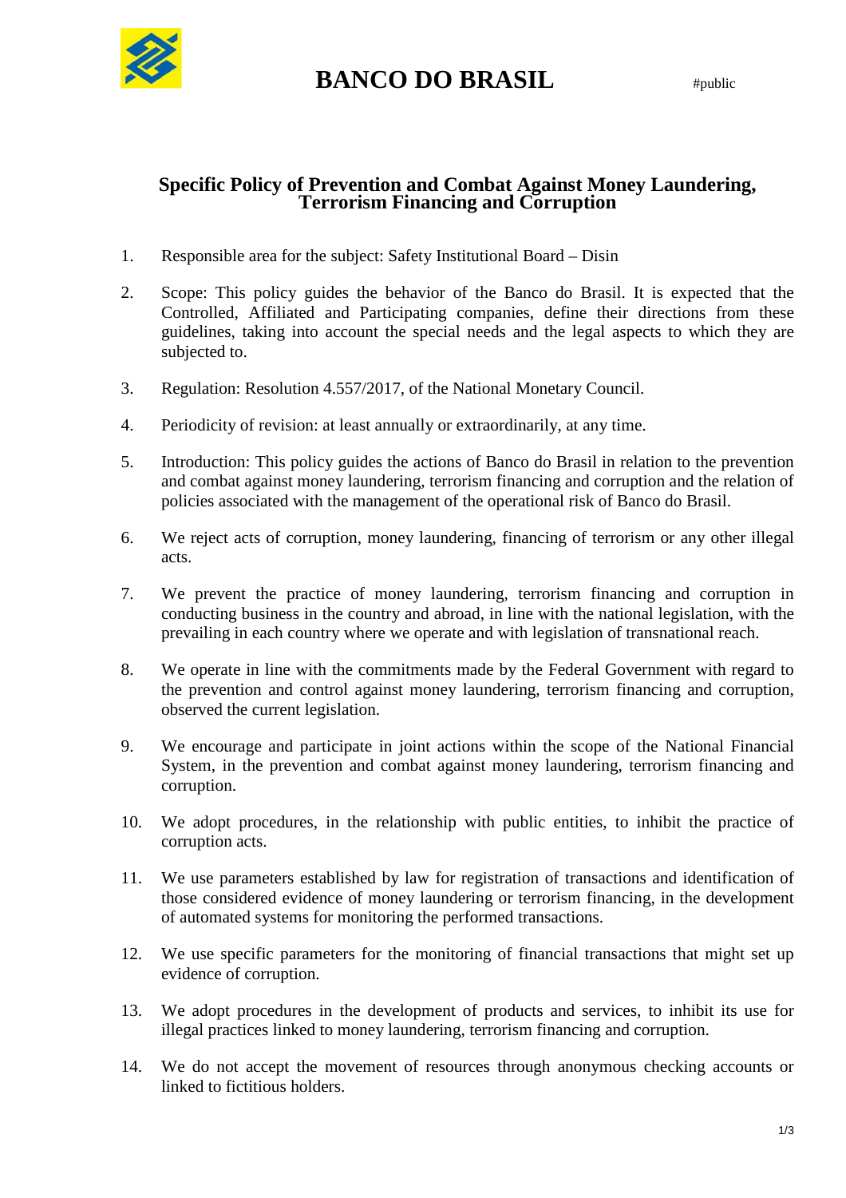# BANCO DO BRASIL

#public

## Specific Policy of Prevention and Combat Against Money Laundering, Terrorism Financing and Corruption

1. Responsible area for the subject: Safety Institutional Board – Disin

2. Scope: This policy guides the behavior of the Banco do Brasil. It is expected that the Controlled, Affiliated and Participating companies, define their directions from these guidelines, taking into account the special needs and the legal aspects to which they are subjected to.

3. Regulation: Resolution 4.557/2017, of the National Monetary Council.

4. Periodicity of revision: at least annually or extraordinarily, at any time.

5. Introduction: This policy guides the actions of Banco do Brasil in relation to the prevention and combat against money laundering, terrorism financing and corruption and the relation of policies associated with the management of the operational risk of Banco do Brasil.

6. We reject acts of corruption, money laundering, financing of terrorism or any other illegal acts.

7. We prevent the practice of money laundering, terrorism financing and corruption in conducting business in the country and abroad, in line with the national legislation, with the prevailing in each country where we operate and with legislation of transnational reach.

8. We operate in line with the commitments made by the Federal Government with regard to the prevention and control against money laundering, terrorism financing and corruption, observed the current legislation.

9. We encourage and participate in joint actions within the scope of the National Financial System, in the prevention and combat against money laundering, terrorism financing and corruption.

10. We adopt procedures, in the relationship with public entities, to inhibit the practice of corruption acts.

11. We use parameters established by law for registration of transactions and identification of those considered evidence of money laundering or terrorism financing, in the development of automated systems for monitoring the performed transactions.

12. We use specific parameters for the monitoring of financial transactions that might set up evidence of corruption.

13. We adopt procedures in the development of products and services, to inhibit its use for illegal practices linked to money laundering, terrorism financing and corruption.

14. We do not accept the movement of resources through anonymous checking accounts or linked to fictitious holders.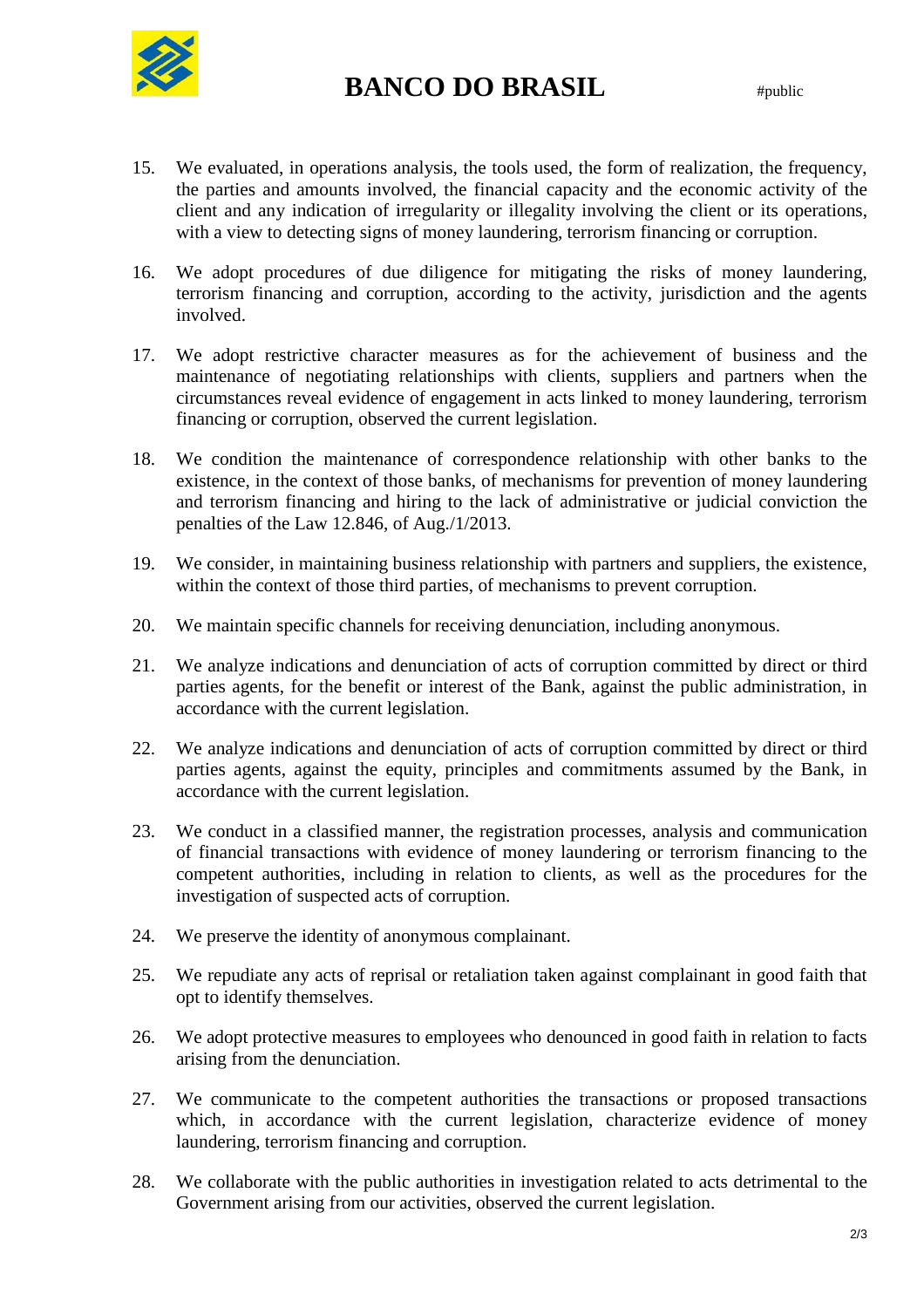15. We evaluated, in operations analysis, the tools used, the form of realization, the frequency, the parties and amounts involved, the financial capacity and the economic activity of the client and any indication of irregularity or illegality involving the client or its operations, with a view to detecting signs of money laundering, terrorism financing or corruption.

16. We adopt procedures of due diligence for mitigating the risks of money laundering, terrorism financing and corruption, according to the activity, jurisdiction and the agents involved.

17. We adopt restrictive character measures as for the achievement of business and the maintenance of negotiating relationships with clients, suppliers and partners when the circumstances reveal evidence of engagement in acts linked to money laundering, terrorism financing or corruption, observed the current legislation.

18. We condition the maintenance of correspondence relationship with other banks to the existence, in the context of those banks, of mechanisms for prevention of money laundering and terrorism financing and hiring to the lack of administrative or judicial conviction the penalties of the Law 12.846, of Aug./1/2013.

19. We consider, in maintaining business relationship with partners and suppliers, the existence, within the context of those third parties, of mechanisms to prevent corruption.

20. We maintain specific channels for receiving denunciation, including anonymous.

21. We analyze indications and denunciation of acts of corruption committed by direct or third parties agents, for the benefit or interest of the Bank, against the public administration, in accordance with the current legislation.

22. We analyze indications and denunciation of acts of corruption committed by direct or third parties agents, against the equity, principles and commitments assumed by the Bank, in accordance with the current legislation.

23. We conduct in a classified manner, the registration processes, analysis and communication of financial transactions with evidence of money laundering or terrorism financing to the competent authorities, including in relation to clients, as well as the procedures for the investigation of suspected acts of corruption.

24. We preserve the identity of anonymous complainant.

25. We repudiate any acts of reprisal or retaliation taken against complainant in good faith that opt to identify themselves.

26. We adopt protective measures to employees who denounced in good faith in relation to facts arising from the denunciation.

27. We communicate to the competent authorities the transactions or proposed transactions which, in accordance with the current legislation, characterize evidence of money laundering, terrorism financing and corruption.

28. We collaborate with the public authorities in investigation related to acts detrimental to the Government arising from our activities, observed the current legislation.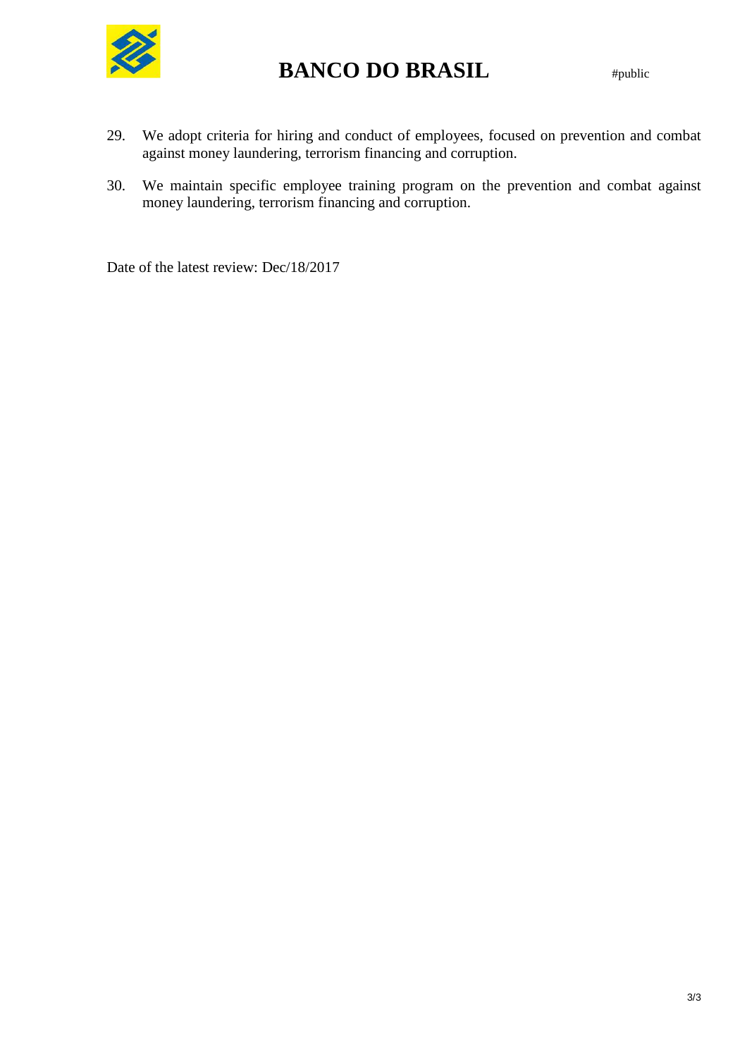29. We adopt criteria for hiring and conduct of employees, focused on prevention and combat against money laundering, terrorism financing and corruption.

30. We maintain specific employee training program on the prevention and combat against money laundering, terrorism financing and corruption.

Date of the latest review: Dec/18/2017